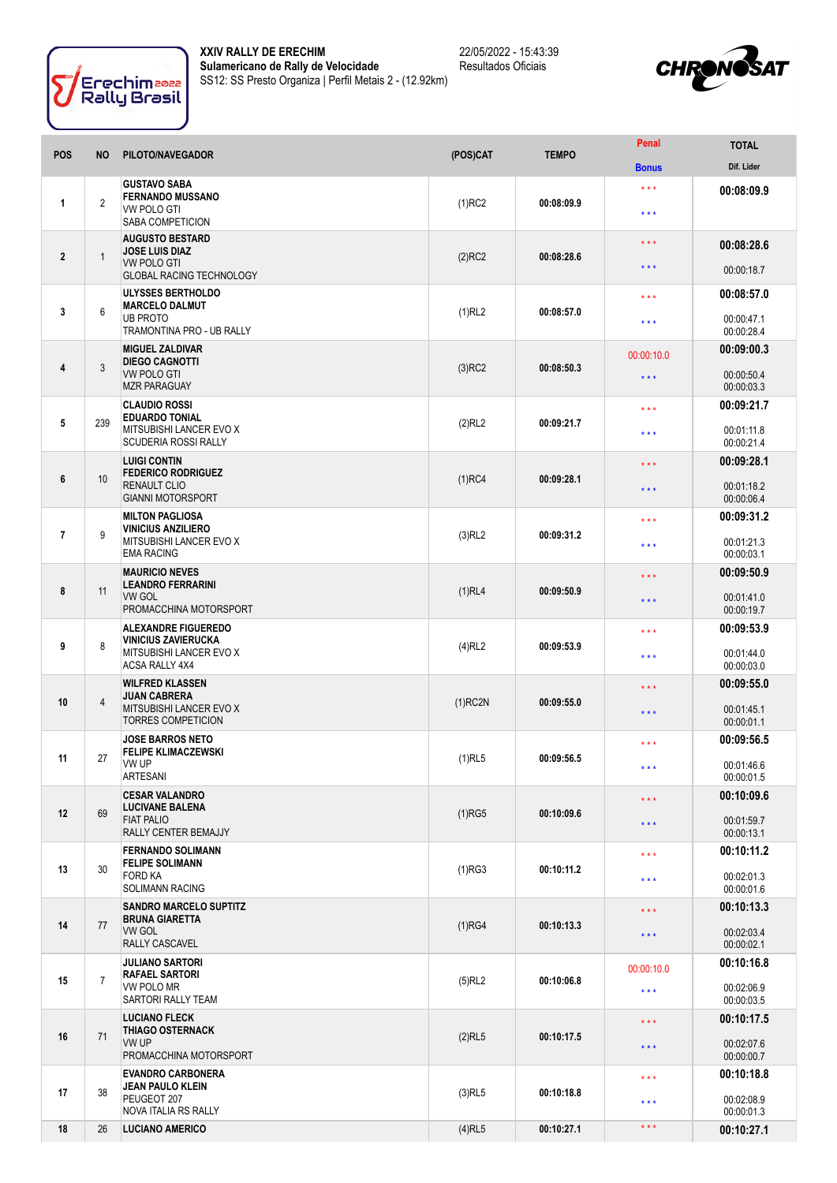**XXIV RALLY DE ERECHIM**
**Sulamericano de Rally de Velocidade**
SS12: SS Presto Organiza | Perfil Metais 2 - (12.92km)

22/05/2022 - 15:43:39
Resultados Oficiais

| POS | NO | PILOTO/NAVEGADOR | (POS)CAT | TEMPO | Penal / Bonus | TOTAL / Dif. Lider |
|---|---|---|---|---|---|---|
| 1 | 2 | **GUSTAVO SABA**<br>**FERNANDO MUSSANO**<br>VW POLO GTI<br>SABA COMPETICION | (1)RC2 | 00:08:09.9 | * * *<br>* * * | **00:08:09.9** |
| 2 | 1 | **AUGUSTO BESTARD**<br>**JOSE LUIS DIAZ**<br>VW POLO GTI<br>GLOBAL RACING TECHNOLOGY | (2)RC2 | 00:08:28.6 | * * *<br>* * * | **00:08:28.6**<br>00:00:18.7 |
| 3 | 6 | **ULYSSES BERTHOLDO**<br>**MARCELO DALMUT**<br>UB PROTO<br>TRAMONTINA PRO - UB RALLY | (1)RL2 | 00:08:57.0 | * * *<br>* * * | **00:08:57.0**<br>00:00:47.1<br>00:00:28.4 |
| 4 | 3 | **MIGUEL ZALDIVAR**<br>**DIEGO CAGNOTTI**<br>VW POLO GTI<br>MZR PARAGUAY | (3)RC2 | 00:08:50.3 | 00:00:10.0<br>* * * | **00:09:00.3**<br>00:00:50.4<br>00:00:03.3 |
| 5 | 239 | **CLAUDIO ROSSI**<br>**EDUARDO TONIAL**<br>MITSUBISHI LANCER EVO X<br>SCUDERIA ROSSI RALLY | (2)RL2 | 00:09:21.7 | * * *<br>* * * | **00:09:21.7**<br>00:01:11.8<br>00:00:21.4 |
| 6 | 10 | **LUIGI CONTIN**<br>**FEDERICO RODRIGUEZ**<br>RENAULT CLIO<br>GIANNI MOTORSPORT | (1)RC4 | 00:09:28.1 | * * *<br>* * * | **00:09:28.1**<br>00:01:18.2<br>00:00:06.4 |
| 7 | 9 | **MILTON PAGLIOSA**<br>**VINICIUS ANZILIERO**<br>MITSUBISHI LANCER EVO X<br>EMA RACING | (3)RL2 | 00:09:31.2 | * * *<br>* * * | **00:09:31.2**<br>00:01:21.3<br>00:00:03.1 |
| 8 | 11 | **MAURICIO NEVES**<br>**LEANDRO FERRARINI**<br>VW GOL<br>PROMACCHINA MOTORSPORT | (1)RL4 | 00:09:50.9 | * * *<br>* * * | **00:09:50.9**<br>00:01:41.0<br>00:00:19.7 |
| 9 | 8 | **ALEXANDRE FIGUEREDO**<br>**VINICIUS ZAVIERUCKA**<br>MITSUBISHI LANCER EVO X<br>ACSA RALLY 4X4 | (4)RL2 | 00:09:53.9 | * * *<br>* * * | **00:09:53.9**<br>00:01:44.0<br>00:00:03.0 |
| 10 | 4 | **WILFRED KLASSEN**<br>**JUAN CABRERA**<br>MITSUBISHI LANCER EVO X<br>TORRES COMPETICION | (1)RC2N | 00:09:55.0 | * * *<br>* * * | **00:09:55.0**<br>00:01:45.1<br>00:00:01.1 |
| 11 | 27 | **JOSE BARROS NETO**<br>**FELIPE KLIMACZEWSKI**<br>VW UP<br>ARTESANI | (1)RL5 | 00:09:56.5 | * * *<br>* * * | **00:09:56.5**<br>00:01:46.6<br>00:00:01.5 |
| 12 | 69 | **CESAR VALANDRO**<br>**LUCIVANE BALENA**<br>FIAT PALIO<br>RALLY CENTER BEMAJJY | (1)RG5 | 00:10:09.6 | * * *<br>* * * | **00:10:09.6**<br>00:01:59.7<br>00:00:13.1 |
| 13 | 30 | **FERNANDO SOLIMANN**<br>**FELIPE SOLIMANN**<br>FORD KA<br>SOLIMANN RACING | (1)RG3 | 00:10:11.2 | * * *<br>* * * | **00:10:11.2**<br>00:02:01.3<br>00:00:01.6 |
| 14 | 77 | **SANDRO MARCELO SUPTITZ**<br>**BRUNA GIARETTA**<br>VW GOL<br>RALLY CASCAVEL | (1)RG4 | 00:10:13.3 | * * *<br>* * * | **00:10:13.3**<br>00:02:03.4<br>00:00:02.1 |
| 15 | 7 | **JULIANO SARTORI**<br>**RAFAEL SARTORI**<br>VW POLO MR<br>SARTORI RALLY TEAM | (5)RL2 | 00:10:06.8 | 00:00:10.0<br>* * * | **00:10:16.8**<br>00:02:06.9<br>00:00:03.5 |
| 16 | 71 | **LUCIANO FLECK**<br>**THIAGO OSTERNACK**<br>VW UP<br>PROMACCHINA MOTORSPORT | (2)RL5 | 00:10:17.5 | * * *<br>* * * | **00:10:17.5**<br>00:02:07.6<br>00:00:00.7 |
| 17 | 38 | **EVANDRO CARBONERA**<br>**JEAN PAULO KLEIN**<br>PEUGEOT 207<br>NOVA ITALIA RS RALLY | (3)RL5 | 00:10:18.8 | * * *<br>* * * | **00:10:18.8**<br>00:02:08.9<br>00:00:01.3 |
| 18 | 26 | **LUCIANO AMERICO** | (4)RL5 | 00:10:27.1 | * * * | **00:10:27.1** |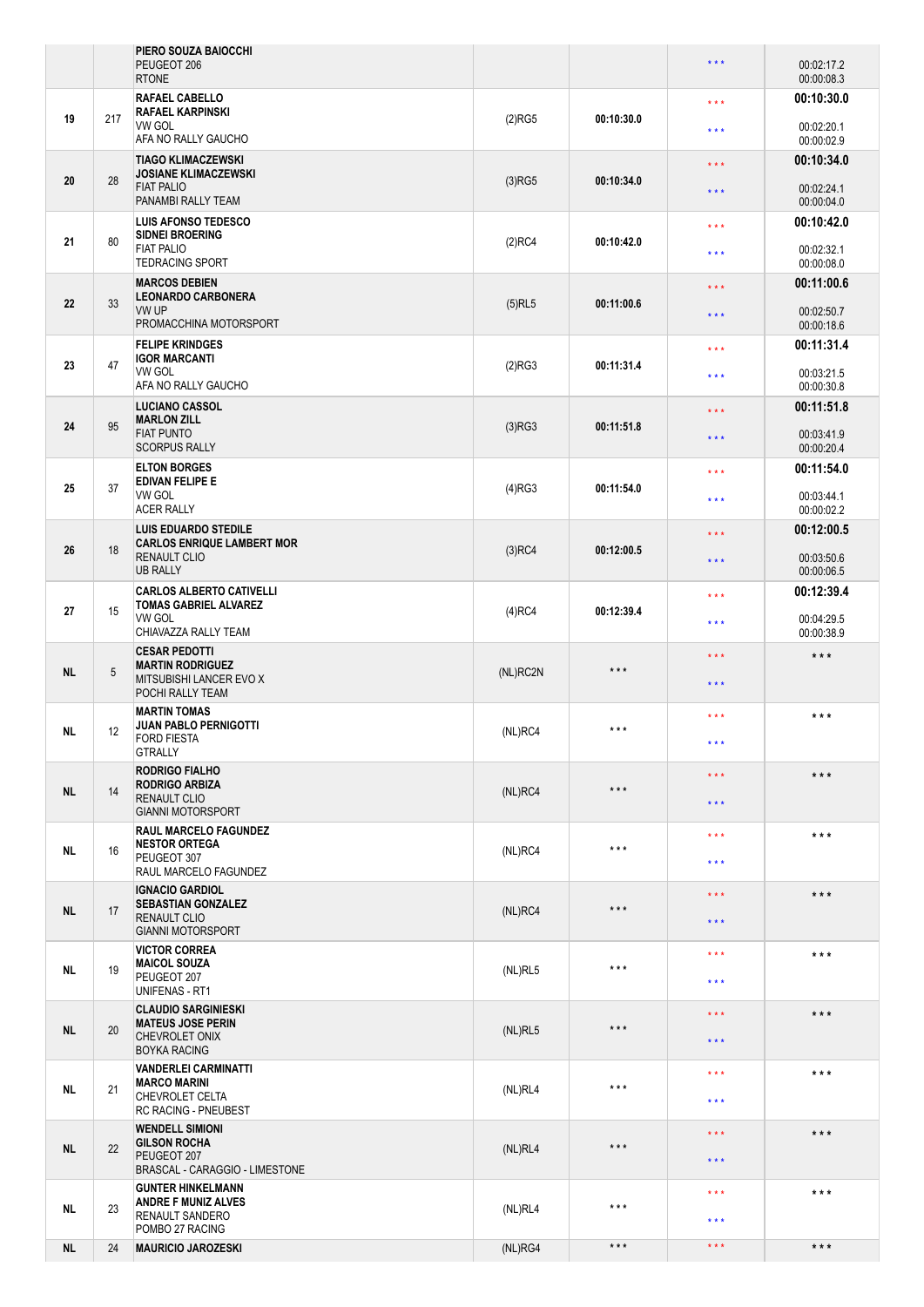| | | | | | | |
|---|---|---|---|---|---|---|
| | | PIERO SOUZA BAIOCCHI<br>PEUGEOT 206<br>RTONE | | | *** | 00:02:17.2<br>00:00:08.3 |
| 19 | 217 | **RAFAEL CABELLO**<br>**RAFAEL KARPINSKI**<br>VW GOL<br>AFA NO RALLY GAUCHO | (2)RG5 | 00:10:30.0 | ***<br>*** | **00:10:30.0**<br>00:02:20.1<br>00:00:02.9 |
| 20 | 28 | **TIAGO KLIMACZEWSKI**<br>**JOSIANE KLIMACZEWSKI**<br>FIAT PALIO<br>PANAMBI RALLY TEAM | (3)RG5 | 00:10:34.0 | ***<br>*** | **00:10:34.0**<br>00:02:24.1<br>00:00:04.0 |
| 21 | 80 | **LUIS AFONSO TEDESCO**<br>**SIDNEI BROERING**<br>FIAT PALIO<br>TEDRACING SPORT | (2)RC4 | 00:10:42.0 | ***<br>*** | **00:10:42.0**<br>00:02:32.1<br>00:00:08.0 |
| 22 | 33 | **MARCOS DEBIEN**<br>**LEONARDO CARBONERA**<br>VW UP<br>PROMACCHINA MOTORSPORT | (5)RL5 | 00:11:00.6 | ***<br>*** | **00:11:00.6**<br>00:02:50.7<br>00:00:18.6 |
| 23 | 47 | **FELIPE KRINDGES**<br>**IGOR MARCANTI**<br>VW GOL<br>AFA NO RALLY GAUCHO | (2)RG3 | 00:11:31.4 | ***<br>*** | **00:11:31.4**<br>00:03:21.5<br>00:00:30.8 |
| 24 | 95 | **LUCIANO CASSOL**<br>**MARLON ZILL**<br>FIAT PUNTO<br>SCORPUS RALLY | (3)RG3 | 00:11:51.8 | ***<br>*** | **00:11:51.8**<br>00:03:41.9<br>00:00:20.4 |
| 25 | 37 | **ELTON BORGES**<br>**EDIVAN FELIPE E**<br>VW GOL<br>ACER RALLY | (4)RG3 | 00:11:54.0 | ***<br>*** | **00:11:54.0**<br>00:03:44.1<br>00:00:02.2 |
| 26 | 18 | **LUIS EDUARDO STEDILE**<br>**CARLOS ENRIQUE LAMBERT MOR**<br>RENAULT CLIO<br>UB RALLY | (3)RC4 | 00:12:00.5 | ***<br>*** | **00:12:00.5**<br>00:03:50.6<br>00:00:06.5 |
| 27 | 15 | **CARLOS ALBERTO CATIVELLI**<br>**TOMAS GABRIEL ALVAREZ**<br>VW GOL<br>CHIAVAZZA RALLY TEAM | (4)RC4 | 00:12:39.4 | ***<br>*** | **00:12:39.4**<br>00:04:29.5<br>00:00:38.9 |
| NL | 5 | **CESAR PEDOTTI**<br>**MARTIN RODRIGUEZ**<br>MITSUBISHI LANCER EVO X<br>POCHI RALLY TEAM | (NL)RC2N | *** | ***<br>*** | *** |
| NL | 12 | **MARTIN TOMAS**<br>**JUAN PABLO PERNIGOTTI**<br>FORD FIESTA<br>GTRALLY | (NL)RC4 | *** | ***<br>*** | *** |
| NL | 14 | **RODRIGO FIALHO**<br>**RODRIGO ARBIZA**<br>RENAULT CLIO<br>GIANNI MOTORSPORT | (NL)RC4 | *** | ***<br>*** | *** |
| NL | 16 | **RAUL MARCELO FAGUNDEZ**<br>**NESTOR ORTEGA**<br>PEUGEOT 307<br>RAUL MARCELO FAGUNDEZ | (NL)RC4 | *** | ***<br>*** | *** |
| NL | 17 | **IGNACIO GARDIOL**<br>**SEBASTIAN GONZALEZ**<br>RENAULT CLIO<br>GIANNI MOTORSPORT | (NL)RC4 | *** | ***<br>*** | *** |
| NL | 19 | **VICTOR CORREA**<br>**MAICOL SOUZA**<br>PEUGEOT 207<br>UNIFENAS - RT1 | (NL)RL5 | *** | ***<br>*** | *** |
| NL | 20 | **CLAUDIO SARGINIESKI**<br>**MATEUS JOSE PERIN**<br>CHEVROLET ONIX<br>BOYKA RACING | (NL)RL5 | *** | ***<br>*** | *** |
| NL | 21 | **VANDERLEI CARMINATTI**<br>**MARCO MARINI**<br>CHEVROLET CELTA<br>RC RACING - PNEUBEST | (NL)RL4 | *** | ***<br>*** | *** |
| NL | 22 | **WENDELL SIMIONI**<br>**GILSON ROCHA**<br>PEUGEOT 207<br>BRASCAL - CARAGGIO - LIMESTONE | (NL)RL4 | *** | ***<br>*** | *** |
| NL | 23 | **GUNTER HINKELMANN**<br>**ANDRE F MUNIZ ALVES**<br>RENAULT SANDERO<br>POMBO 27 RACING | (NL)RL4 | *** | ***<br>*** | *** |
| NL | 24 | **MAURICIO JAROZESKI** | (NL)RG4 | *** | *** | *** |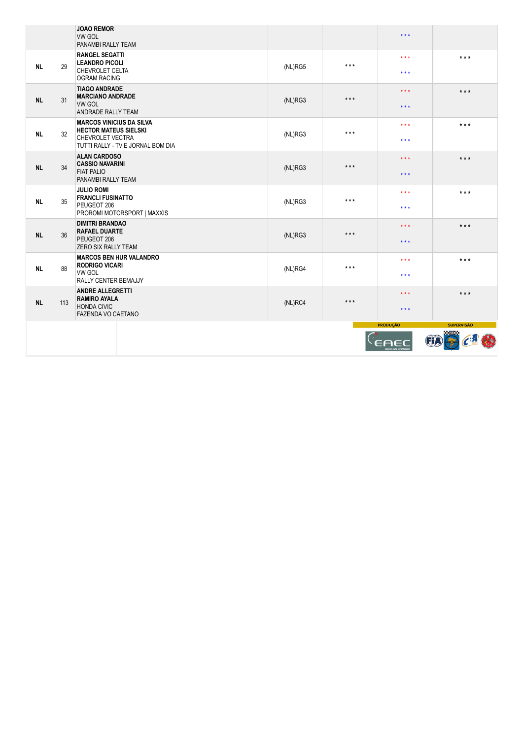| | | | | | | |
|---|---|---|---|---|---|---|
| | | **JOAO REMOR**<br>VW GOL<br>PANAMBI RALLY TEAM | | | * * * | |
| **NL** | 29 | **RANGEL SEGATTI**<br>**LEANDRO PICOLI**<br>CHEVROLET CELTA<br>OGRAM RACING | (NL)RG5 | * * * | * * *<br>* * * | * * * |
| **NL** | 31 | **TIAGO ANDRADE**<br>**MARCIANO ANDRADE**<br>VW GOL<br>ANDRADE RALLY TEAM | (NL)RG3 | * * * | * * *<br>* * * | * * * |
| **NL** | 32 | **MARCOS VINICIUS DA SILVA**<br>**HECTOR MATEUS SIELSKI**<br>CHEVROLET VECTRA<br>TUTTI RALLY - TV E JORNAL BOM DIA | (NL)RG3 | * * * | * * *<br>* * * | * * * |
| **NL** | 34 | **ALAN CARDOSO**<br>**CASSIO NAVARINI**<br>FIAT PALIO<br>PANAMBI RALLY TEAM | (NL)RG3 | * * * | * * *<br>* * * | * * * |
| **NL** | 35 | **JULIO ROMI**<br>**FRANCLI FUSINATTO**<br>PEUGEOT 206<br>PROROMI MOTORSPORT \| MAXXIS | (NL)RG3 | * * * | * * *<br>* * * | * * * |
| **NL** | 36 | **DIMITRI BRANDAO**<br>**RAFAEL DUARTE**<br>PEUGEOT 206<br>ZERO SIX RALLY TEAM | (NL)RG3 | * * * | * * *<br>* * * | * * * |
| **NL** | 88 | **MARCOS BEN HUR VALANDRO**<br>**RODRIGO VICARI**<br>VW GOL<br>RALLY CENTER BEMAJJY | (NL)RG4 | * * * | * * *<br>* * * | * * * |
| **NL** | 113 | **ANDRE ALLEGRETTI**<br>**RAMIRO AYALA**<br>HONDA CIVIC<br>FAZENDA VO CAETANO | (NL)RC4 | * * * | * * *<br>* * * | * * * |

PRODUÇÃO SUPERVISÃO